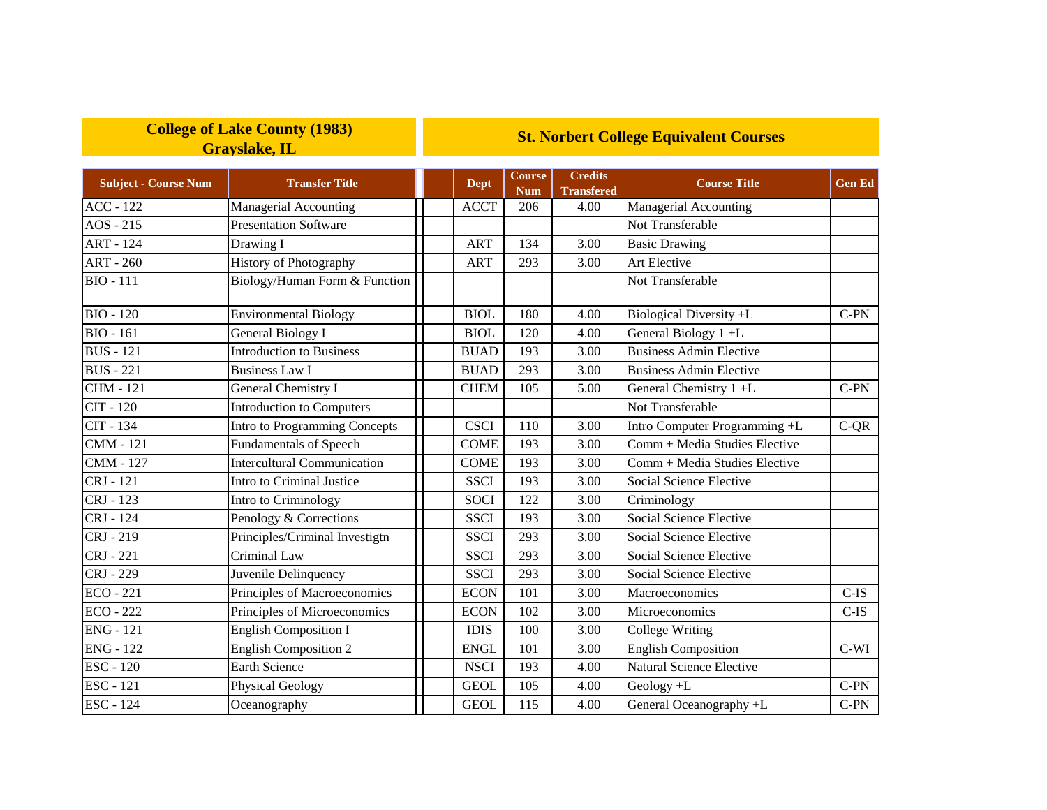| College of Lake County (1983) Grayslake, IL | | St. Norbert College Equivalent Courses | | | | |
|---|---|---|---|---|---|---|
| **Subject - Course Num** | **Transfer Title** | **Dept** | **Course Num** | **Credits Transfered** | **Course Title** | **Gen Ed** |
| ACC - 122 | Managerial Accounting | ACCT | 206 | 4.00 | Managerial Accounting | |
| AOS - 215 | Presentation Software | | | | Not Transferable | |
| ART - 124 | Drawing I | ART | 134 | 3.00 | Basic Drawing | |
| ART - 260 | History of Photography | ART | 293 | 3.00 | Art Elective | |
| BIO - 111 | Biology/Human Form & Function | | | | Not Transferable | |
| BIO - 120 | Environmental Biology | BIOL | 180 | 4.00 | Biological Diversity +L | C-PN |
| BIO - 161 | General Biology I | BIOL | 120 | 4.00 | General Biology 1 +L | |
| BUS - 121 | Introduction to Business | BUAD | 193 | 3.00 | Business Admin Elective | |
| BUS - 221 | Business Law I | BUAD | 293 | 3.00 | Business Admin Elective | |
| CHM - 121 | General Chemistry I | CHEM | 105 | 5.00 | General Chemistry 1 +L | C-PN |
| CIT - 120 | Introduction to Computers | | | | Not Transferable | |
| CIT - 134 | Intro to Programming Concepts | CSCI | 110 | 3.00 | Intro Computer Programming +L | C-QR |
| CMM - 121 | Fundamentals of Speech | COME | 193 | 3.00 | Comm + Media Studies Elective | |
| CMM - 127 | Intercultural Communication | COME | 193 | 3.00 | Comm + Media Studies Elective | |
| CRJ - 121 | Intro to Criminal Justice | SSCI | 193 | 3.00 | Social Science Elective | |
| CRJ - 123 | Intro to Criminology | SOCI | 122 | 3.00 | Criminology | |
| CRJ - 124 | Penology & Corrections | SSCI | 193 | 3.00 | Social Science Elective | |
| CRJ - 219 | Principles/Criminal Investigtn | SSCI | 293 | 3.00 | Social Science Elective | |
| CRJ - 221 | Criminal Law | SSCI | 293 | 3.00 | Social Science Elective | |
| CRJ - 229 | Juvenile Delinquency | SSCI | 293 | 3.00 | Social Science Elective | |
| ECO - 221 | Principles of Macroeconomics | ECON | 101 | 3.00 | Macroeconomics | C-IS |
| ECO - 222 | Principles of Microeconomics | ECON | 102 | 3.00 | Microeconomics | C-IS |
| ENG - 121 | English Composition I | IDIS | 100 | 3.00 | College Writing | |
| ENG - 122 | English Composition 2 | ENGL | 101 | 3.00 | English Composition | C-WI |
| ESC - 120 | Earth Science | NSCI | 193 | 4.00 | Natural Science Elective | |
| ESC - 121 | Physical Geology | GEOL | 105 | 4.00 | Geology +L | C-PN |
| ESC - 124 | Oceanography | GEOL | 115 | 4.00 | General Oceanography +L | C-PN |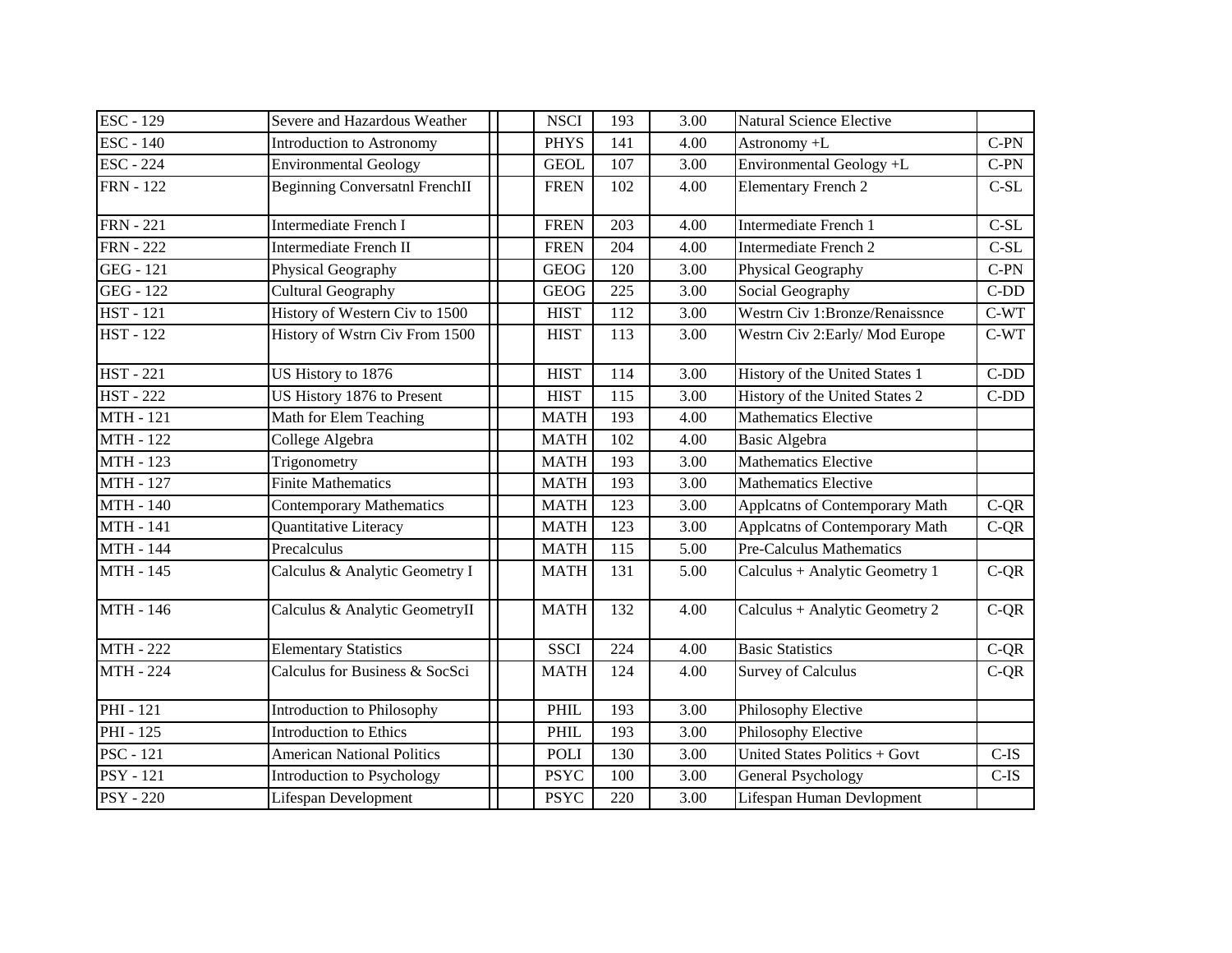| | | | | | | | |
|---|---|---|---|---|---|---|---|
| ESC - 129 | Severe and Hazardous Weather | | NSCI | 193 | 3.00 | Natural Science Elective | |
| ESC - 140 | Introduction to Astronomy | | PHYS | 141 | 4.00 | Astronomy +L | C-PN |
| ESC - 224 | Environmental Geology | | GEOL | 107 | 3.00 | Environmental Geology +L | C-PN |
| FRN - 122 | Beginning Conversatnl FrenchII | | FREN | 102 | 4.00 | Elementary French 2 | C-SL |
| FRN - 221 | Intermediate French I | | FREN | 203 | 4.00 | Intermediate French 1 | C-SL |
| FRN - 222 | Intermediate French II | | FREN | 204 | 4.00 | Intermediate French 2 | C-SL |
| GEG - 121 | Physical Geography | | GEOG | 120 | 3.00 | Physical Geography | C-PN |
| GEG - 122 | Cultural Geography | | GEOG | 225 | 3.00 | Social Geography | C-DD |
| HST - 121 | History of Western Civ to 1500 | | HIST | 112 | 3.00 | Westrn Civ 1:Bronze/Renaissnce | C-WT |
| HST - 122 | History of Wstrn Civ From 1500 | | HIST | 113 | 3.00 | Westrn Civ 2:Early/ Mod Europe | C-WT |
| HST - 221 | US History to 1876 | | HIST | 114 | 3.00 | History of the United States 1 | C-DD |
| HST - 222 | US History 1876 to Present | | HIST | 115 | 3.00 | History of the United States 2 | C-DD |
| MTH - 121 | Math for Elem Teaching | | MATH | 193 | 4.00 | Mathematics Elective | |
| MTH - 122 | College Algebra | | MATH | 102 | 4.00 | Basic Algebra | |
| MTH - 123 | Trigonometry | | MATH | 193 | 3.00 | Mathematics Elective | |
| MTH - 127 | Finite Mathematics | | MATH | 193 | 3.00 | Mathematics Elective | |
| MTH - 140 | Contemporary Mathematics | | MATH | 123 | 3.00 | Applcatns of Contemporary Math | C-QR |
| MTH - 141 | Quantitative Literacy | | MATH | 123 | 3.00 | Applcatns of Contemporary Math | C-QR |
| MTH - 144 | Precalculus | | MATH | 115 | 5.00 | Pre-Calculus Mathematics | |
| MTH - 145 | Calculus & Analytic Geometry I | | MATH | 131 | 5.00 | Calculus + Analytic Geometry 1 | C-QR |
| MTH - 146 | Calculus & Analytic GeometryII | | MATH | 132 | 4.00 | Calculus + Analytic Geometry 2 | C-QR |
| MTH - 222 | Elementary Statistics | | SSCI | 224 | 4.00 | Basic Statistics | C-QR |
| MTH - 224 | Calculus for Business & SocSci | | MATH | 124 | 4.00 | Survey of Calculus | C-QR |
| PHI - 121 | Introduction to Philosophy | | PHIL | 193 | 3.00 | Philosophy Elective | |
| PHI - 125 | Introduction to Ethics | | PHIL | 193 | 3.00 | Philosophy Elective | |
| PSC - 121 | American National Politics | | POLI | 130 | 3.00 | United States Politics + Govt | C-IS |
| PSY - 121 | Introduction to Psychology | | PSYC | 100 | 3.00 | General Psychology | C-IS |
| PSY - 220 | Lifespan Development | | PSYC | 220 | 3.00 | Lifespan Human Devlopment | |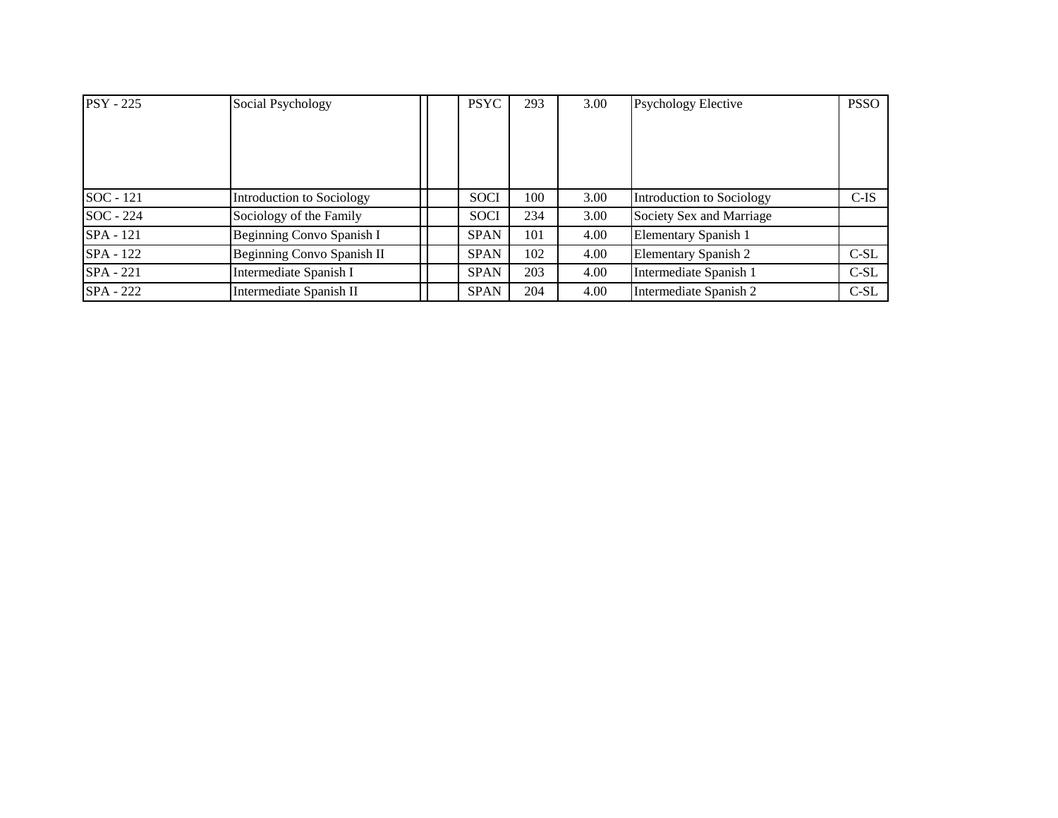| | | | | | | | | |
|---|---|---|---|---|---|---|---|---|
| PSY - 225 | Social Psychology | | | PSYC | 293 | 3.00 | Psychology Elective | PSSO |
| SOC - 121 | Introduction to Sociology | | | SOCI | 100 | 3.00 | Introduction to Sociology | C-IS |
| SOC - 224 | Sociology of the Family | | | SOCI | 234 | 3.00 | Society Sex and Marriage | |
| SPA - 121 | Beginning Convo Spanish I | | | SPAN | 101 | 4.00 | Elementary Spanish 1 | |
| SPA - 122 | Beginning Convo Spanish II | | | SPAN | 102 | 4.00 | Elementary Spanish 2 | C-SL |
| SPA - 221 | Intermediate Spanish I | | | SPAN | 203 | 4.00 | Intermediate Spanish 1 | C-SL |
| SPA - 222 | Intermediate Spanish II | | | SPAN | 204 | 4.00 | Intermediate Spanish 2 | C-SL |